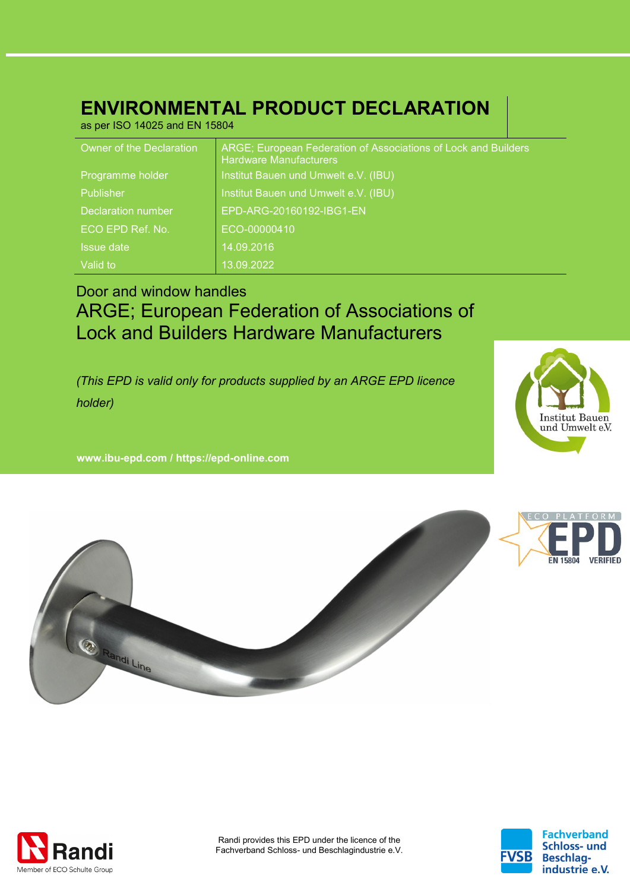# ENVIRONMENTAL PRODUCT DECLARATION

as per ISO 14025 and EN 15804

| | |
|---|---|
| Owner of the Declaration | ARGE; European Federation of Associations of Lock and Builders Hardware Manufacturers |
| Programme holder | Institut Bauen und Umwelt e.V. (IBU) |
| Publisher | Institut Bauen und Umwelt e.V. (IBU) |
| Declaration number | EPD-ARG-20160192-IBG1-EN |
| ECO EPD Ref. No. | ECO-00000410 |
| Issue date | 14.09.2016 |
| Valid to | 13.09.2022 |

Door and window handles

## ARGE; European Federation of Associations of Lock and Builders Hardware Manufacturers

*(This EPD is valid only for products supplied by an ARGE EPD licence holder)*

**www.ibu-epd.com / https://epd-online.com**

Institut Bauen und Umwelt e.V.

ECO PLATFORM EPD EN 15804 VERIFIED

Randi — Member of ECO Schulte Group

Randi provides this EPD under the licence of the Fachverband Schloss- und Beschlagindustrie e.V.

FVSB Fachverband Schloss- und Beschlag-industrie e.V.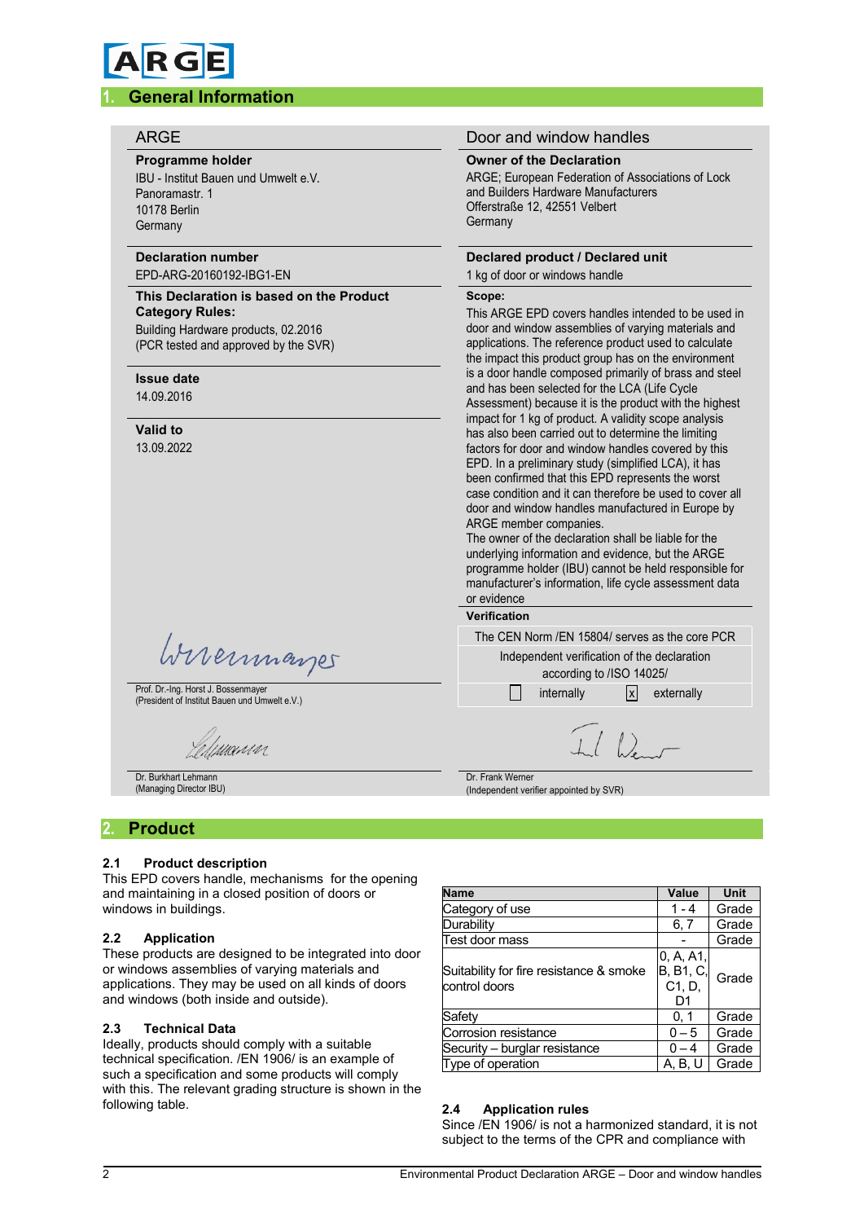ARGE

## 1. General Information

**ARGE**

**Programme holder**
IBU - Institut Bauen und Umwelt e.V.
Panoramastr. 1
10178 Berlin
Germany

**Declaration number**
EPD-ARG-20160192-IBG1-EN

**This Declaration is based on the Product Category Rules:**
Building Hardware products, 02.2016
(PCR tested and approved by the SVR)

**Issue date**
14.09.2016

**Valid to**
13.09.2022

Prof. Dr.-Ing. Horst J. Bossenmayer
(President of Institut Bauen und Umwelt e.V.)

Dr. Burkhart Lehmann
(Managing Director IBU)

**Door and window handles**

**Owner of the Declaration**
ARGE; European Federation of Associations of Lock and Builders Hardware Manufacturers
Offerstraße 12, 42551 Velbert
Germany

**Declared product / Declared unit**
1 kg of door or windows handle

**Scope:**
This ARGE EPD covers handles intended to be used in door and window assemblies of varying materials and applications. The reference product used to calculate the impact this product group has on the environment is a door handle composed primarily of brass and steel and has been selected for the LCA (Life Cycle Assessment) because it is the product with the highest impact for 1 kg of product. A validity scope analysis has also been carried out to determine the limiting factors for door and window handles covered by this EPD. In a preliminary study (simplified LCA), it has been confirmed that this EPD represents the worst case condition and it can therefore be used to cover all door and window handles manufactured in Europe by ARGE member companies.
The owner of the declaration shall be liable for the underlying information and evidence, but the ARGE programme holder (IBU) cannot be held responsible for manufacturer's information, life cycle assessment data or evidence

**Verification**

The CEN Norm /EN 15804/ serves as the core PCR

Independent verification of the declaration according to /ISO 14025/

☐ internally ☒ externally

Dr. Frank Werner
(Independent verifier appointed by SVR)

## 2. Product

### 2.1 Product description
This EPD covers handle, mechanisms for the opening and maintaining in a closed position of doors or windows in buildings.

### 2.2 Application
These products are designed to be integrated into door or windows assemblies of varying materials and applications. They may be used on all kinds of doors and windows (both inside and outside).

### 2.3 Technical Data
Ideally, products should comply with a suitable technical specification. /EN 1906/ is an example of such a specification and some products will comply with this. The relevant grading structure is shown in the following table.

| Name | Value | Unit |
|---|---|---|
| Category of use | 1 - 4 | Grade |
| Durability | 6, 7 | Grade |
| Test door mass | - | Grade |
| Suitability for fire resistance & smoke control doors | 0, A, A1, B, B1, C, C1, D, D1 | Grade |
| Safety | 0, 1 | Grade |
| Corrosion resistance | 0 – 5 | Grade |
| Security – burglar resistance | 0 – 4 | Grade |
| Type of operation | A, B, U | Grade |

### 2.4 Application rules
Since /EN 1906/ is not a harmonized standard, it is not subject to the terms of the CPR and compliance with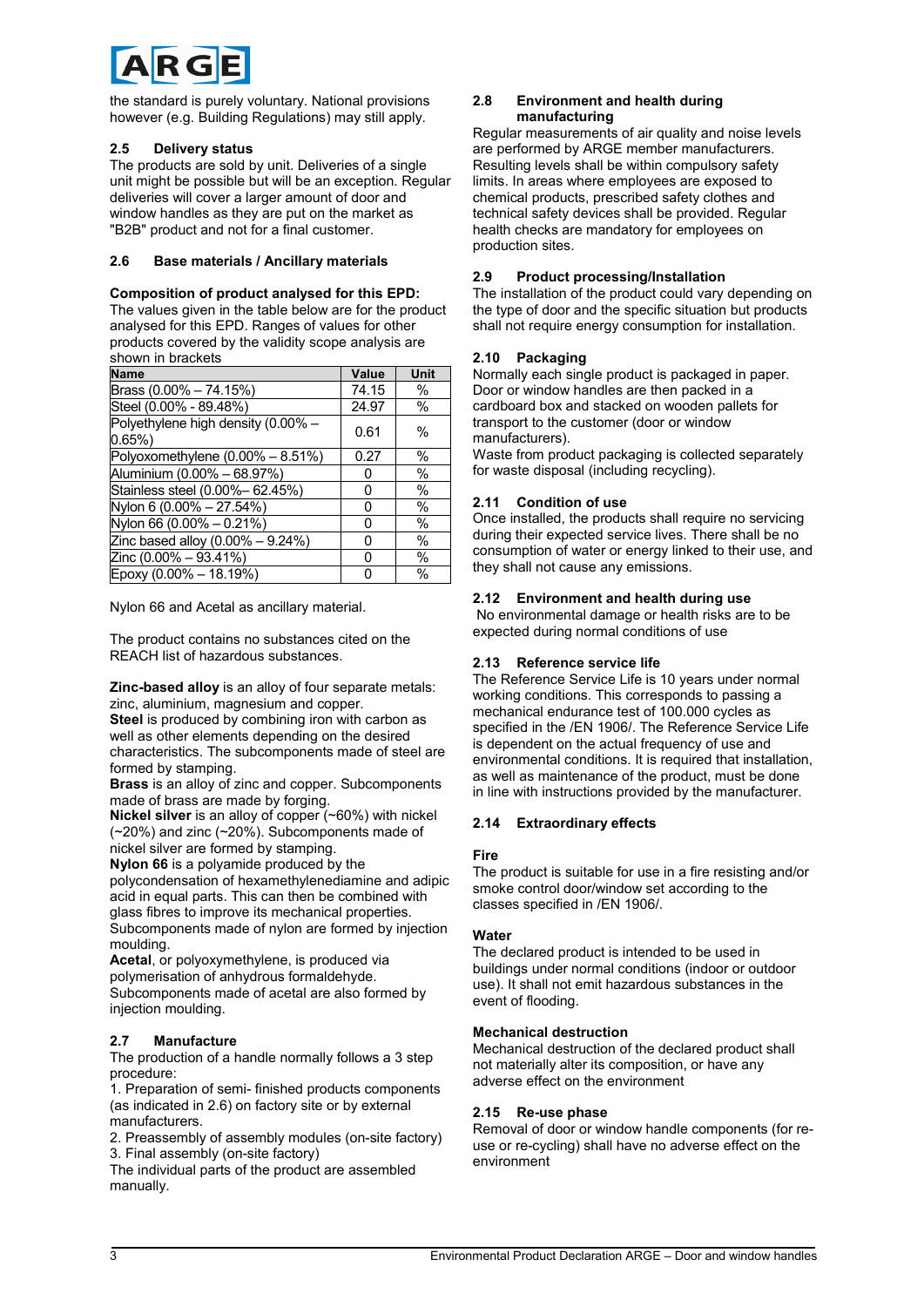the standard is purely voluntary. National provisions however (e.g. Building Regulations) may still apply.

### 2.5 Delivery status

The products are sold by unit. Deliveries of a single unit might be possible but will be an exception. Regular deliveries will cover a larger amount of door and window handles as they are put on the market as "B2B" product and not for a final customer.

### 2.6 Base materials / Ancillary materials

**Composition of product analysed for this EPD:**
The values given in the table below are for the product analysed for this EPD. Ranges of values for other products covered by the validity scope analysis are shown in brackets

| Name | Value | Unit |
|---|---|---|
| Brass (0.00% – 74.15%) | 74.15 | % |
| Steel (0.00% - 89.48%) | 24.97 | % |
| Polyethylene high density (0.00% – 0.65%) | 0.61 | % |
| Polyoxomethylene (0.00% – 8.51%) | 0.27 | % |
| Aluminium (0.00% – 68.97%) | 0 | % |
| Stainless steel (0.00%– 62.45%) | 0 | % |
| Nylon 6 (0.00% – 27.54%) | 0 | % |
| Nylon 66 (0.00% – 0.21%) | 0 | % |
| Zinc based alloy (0.00% – 9.24%) | 0 | % |
| Zinc (0.00% – 93.41%) | 0 | % |
| Epoxy (0.00% – 18.19%) | 0 | % |

Nylon 66 and Acetal as ancillary material.

The product contains no substances cited on the REACH list of hazardous substances.

**Zinc-based alloy** is an alloy of four separate metals: zinc, aluminium, magnesium and copper.
**Steel** is produced by combining iron with carbon as well as other elements depending on the desired characteristics. The subcomponents made of steel are formed by stamping.
**Brass** is an alloy of zinc and copper. Subcomponents made of brass are made by forging.
**Nickel silver** is an alloy of copper (~60%) with nickel (~20%) and zinc (~20%). Subcomponents made of nickel silver are formed by stamping.
**Nylon 66** is a polyamide produced by the polycondensation of hexamethylenediamine and adipic acid in equal parts. This can then be combined with glass fibres to improve its mechanical properties. Subcomponents made of nylon are formed by injection moulding.
**Acetal**, or polyoxymethylene, is produced via polymerisation of anhydrous formaldehyde. Subcomponents made of acetal are also formed by injection moulding.

### 2.7 Manufacture

The production of a handle normally follows a 3 step procedure:
1. Preparation of semi- finished products components (as indicated in 2.6) on factory site or by external manufacturers.
2. Preassembly of assembly modules (on-site factory)
3. Final assembly (on-site factory)
The individual parts of the product are assembled manually.

### 2.8 Environment and health during manufacturing

Regular measurements of air quality and noise levels are performed by ARGE member manufacturers. Resulting levels shall be within compulsory safety limits. In areas where employees are exposed to chemical products, prescribed safety clothes and technical safety devices shall be provided. Regular health checks are mandatory for employees on production sites.

### 2.9 Product processing/Installation

The installation of the product could vary depending on the type of door and the specific situation but products shall not require energy consumption for installation.

### 2.10 Packaging

Normally each single product is packaged in paper. Door or window handles are then packed in a cardboard box and stacked on wooden pallets for transport to the customer (door or window manufacturers).
Waste from product packaging is collected separately for waste disposal (including recycling).

### 2.11 Condition of use

Once installed, the products shall require no servicing during their expected service lives. There shall be no consumption of water or energy linked to their use, and they shall not cause any emissions.

### 2.12 Environment and health during use

No environmental damage or health risks are to be expected during normal conditions of use

### 2.13 Reference service life

The Reference Service Life is 10 years under normal working conditions. This corresponds to passing a mechanical endurance test of 100.000 cycles as specified in the /EN 1906/. The Reference Service Life is dependent on the actual frequency of use and environmental conditions. It is required that installation, as well as maintenance of the product, must be done in line with instructions provided by the manufacturer.

### 2.14 Extraordinary effects

**Fire**
The product is suitable for use in a fire resisting and/or smoke control door/window set according to the classes specified in /EN 1906/.

**Water**
The declared product is intended to be used in buildings under normal conditions (indoor or outdoor use). It shall not emit hazardous substances in the event of flooding.

**Mechanical destruction**
Mechanical destruction of the declared product shall not materially alter its composition, or have any adverse effect on the environment

### 2.15 Re-use phase

Removal of door or window handle components (for re-use or re-cycling) shall have no adverse effect on the environment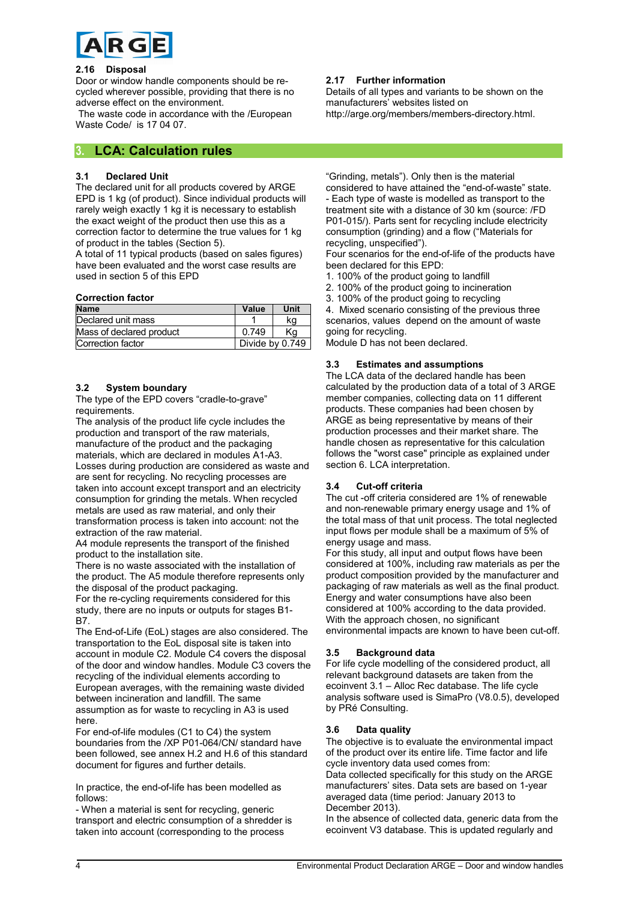### 2.16 Disposal

Door or window handle components should be re-cycled wherever possible, providing that there is no adverse effect on the environment.

The waste code in accordance with the /European Waste Code/ is 17 04 07.

### 2.17 Further information

Details of all types and variants to be shown on the manufacturers' websites listed on http://arge.org/members/members-directory.html.

## 3. LCA: Calculation rules

### 3.1 Declared Unit

The declared unit for all products covered by ARGE EPD is 1 kg (of product). Since individual products will rarely weigh exactly 1 kg it is necessary to establish the exact weight of the product then use this as a correction factor to determine the true values for 1 kg of product in the tables (Section 5).

A total of 11 typical products (based on sales figures) have been evaluated and the worst case results are used in section 5 of this EPD

**Correction factor**

| Name | Value | Unit |
|---|---|---|
| Declared unit mass | 1 | kg |
| Mass of declared product | 0.749 | Kg |
| Correction factor | Divide by 0.749 | |

### 3.2 System boundary

The type of the EPD covers "cradle-to-grave" requirements.

The analysis of the product life cycle includes the production and transport of the raw materials, manufacture of the product and the packaging materials, which are declared in modules A1-A3. Losses during production are considered as waste and are sent for recycling. No recycling processes are taken into account except transport and an electricity consumption for grinding the metals. When recycled metals are used as raw material, and only their transformation process is taken into account: not the extraction of the raw material.

A4 module represents the transport of the finished product to the installation site.

There is no waste associated with the installation of the product. The A5 module therefore represents only the disposal of the product packaging.

For the re-cycling requirements considered for this study, there are no inputs or outputs for stages B1-B7.

The End-of-Life (EoL) stages are also considered. The transportation to the EoL disposal site is taken into account in module C2. Module C4 covers the disposal of the door and window handles. Module C3 covers the recycling of the individual elements according to European averages, with the remaining waste divided between incineration and landfill. The same assumption as for waste to recycling in A3 is used here.

For end-of-life modules (C1 to C4) the system boundaries from the /XP P01-064/CN/ standard have been followed, see annex H.2 and H.6 of this standard document for figures and further details.

In practice, the end-of-life has been modelled as follows:

- When a material is sent for recycling, generic transport and electric consumption of a shredder is taken into account (corresponding to the process "Grinding, metals"). Only then is the material considered to have attained the "end-of-waste" state.
- Each type of waste is modelled as transport to the treatment site with a distance of 30 km (source: /FD P01-015/). Parts sent for recycling include electricity consumption (grinding) and a flow ("Materials for recycling, unspecified").

Four scenarios for the end-of-life of the products have been declared for this EPD:

1. 100% of the product going to landfill
2. 100% of the product going to incineration
3. 100% of the product going to recycling
4. Mixed scenario consisting of the previous three scenarios, values depend on the amount of waste going for recycling.

Module D has not been declared.

### 3.3 Estimates and assumptions

The LCA data of the declared handle has been calculated by the production data of a total of 3 ARGE member companies, collecting data on 11 different products. These companies had been chosen by ARGE as being representative by means of their production processes and their market share. The handle chosen as representative for this calculation follows the "worst case" principle as explained under section 6. LCA interpretation.

### 3.4 Cut-off criteria

The cut -off criteria considered are 1% of renewable and non-renewable primary energy usage and 1% of the total mass of that unit process. The total neglected input flows per module shall be a maximum of 5% of energy usage and mass.

For this study, all input and output flows have been considered at 100%, including raw materials as per the product composition provided by the manufacturer and packaging of raw materials as well as the final product. Energy and water consumptions have also been considered at 100% according to the data provided. With the approach chosen, no significant environmental impacts are known to have been cut-off.

### 3.5 Background data

For life cycle modelling of the considered product, all relevant background datasets are taken from the ecoinvent 3.1 – Alloc Rec database. The life cycle analysis software used is SimaPro (V8.0.5), developed by PRé Consulting.

### 3.6 Data quality

The objective is to evaluate the environmental impact of the product over its entire life. Time factor and life cycle inventory data used comes from:

Data collected specifically for this study on the ARGE manufacturers' sites. Data sets are based on 1-year averaged data (time period: January 2013 to December 2013).

In the absence of collected data, generic data from the ecoinvent V3 database. This is updated regularly and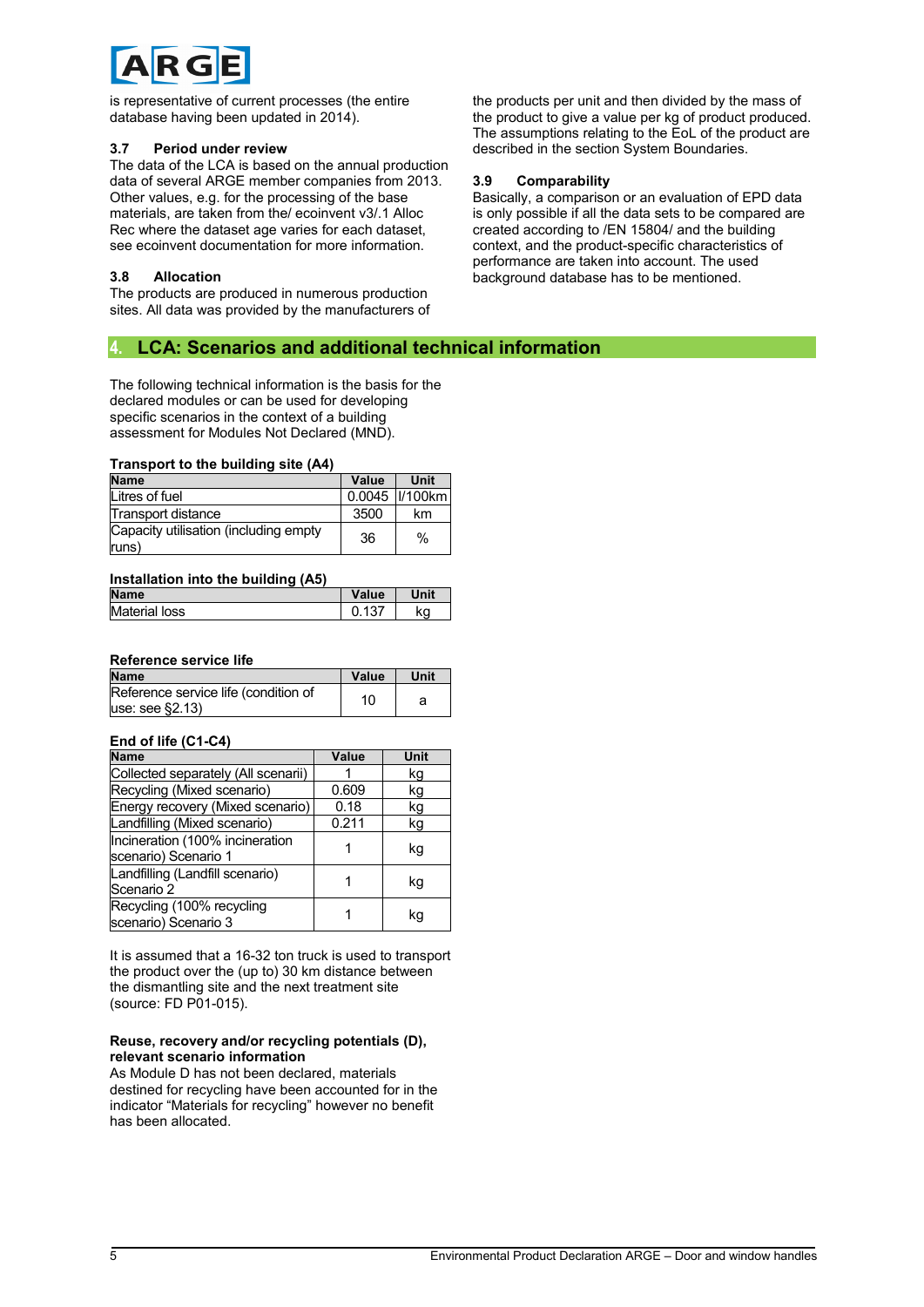is representative of current processes (the entire database having been updated in 2014).

### 3.7 Period under review

The data of the LCA is based on the annual production data of several ARGE member companies from 2013. Other values, e.g. for the processing of the base materials, are taken from the/ ecoinvent v3/.1 Alloc Rec where the dataset age varies for each dataset, see ecoinvent documentation for more information.

### 3.8 Allocation

The products are produced in numerous production sites. All data was provided by the manufacturers of the products per unit and then divided by the mass of the product to give a value per kg of product produced. The assumptions relating to the EoL of the product are described in the section System Boundaries.

### 3.9 Comparability

Basically, a comparison or an evaluation of EPD data is only possible if all the data sets to be compared are created according to /EN 15804/ and the building context, and the product-specific characteristics of performance are taken into account. The used background database has to be mentioned.

## 4. LCA: Scenarios and additional technical information

The following technical information is the basis for the declared modules or can be used for developing specific scenarios in the context of a building assessment for Modules Not Declared (MND).

**Transport to the building site (A4)**

| Name | Value | Unit |
|---|---|---|
| Litres of fuel | 0.0045 | l/100km |
| Transport distance | 3500 | km |
| Capacity utilisation (including empty runs) | 36 | % |

**Installation into the building (A5)**

| Name | Value | Unit |
|---|---|---|
| Material loss | 0.137 | kg |

**Reference service life**

| Name | Value | Unit |
|---|---|---|
| Reference service life (condition of use: see §2.13) | 10 | a |

**End of life (C1-C4)**

| Name | Value | Unit |
|---|---|---|
| Collected separately (All scenarii) | 1 | kg |
| Recycling (Mixed scenario) | 0.609 | kg |
| Energy recovery (Mixed scenario) | 0.18 | kg |
| Landfilling (Mixed scenario) | 0.211 | kg |
| Incineration (100% incineration scenario) Scenario 1 | 1 | kg |
| Landfilling (Landfill scenario) Scenario 2 | 1 | kg |
| Recycling (100% recycling scenario) Scenario 3 | 1 | kg |

It is assumed that a 16-32 ton truck is used to transport the product over the (up to) 30 km distance between the dismantling site and the next treatment site (source: FD P01-015).

**Reuse, recovery and/or recycling potentials (D), relevant scenario information**

As Module D has not been declared, materials destined for recycling have been accounted for in the indicator "Materials for recycling" however no benefit has been allocated.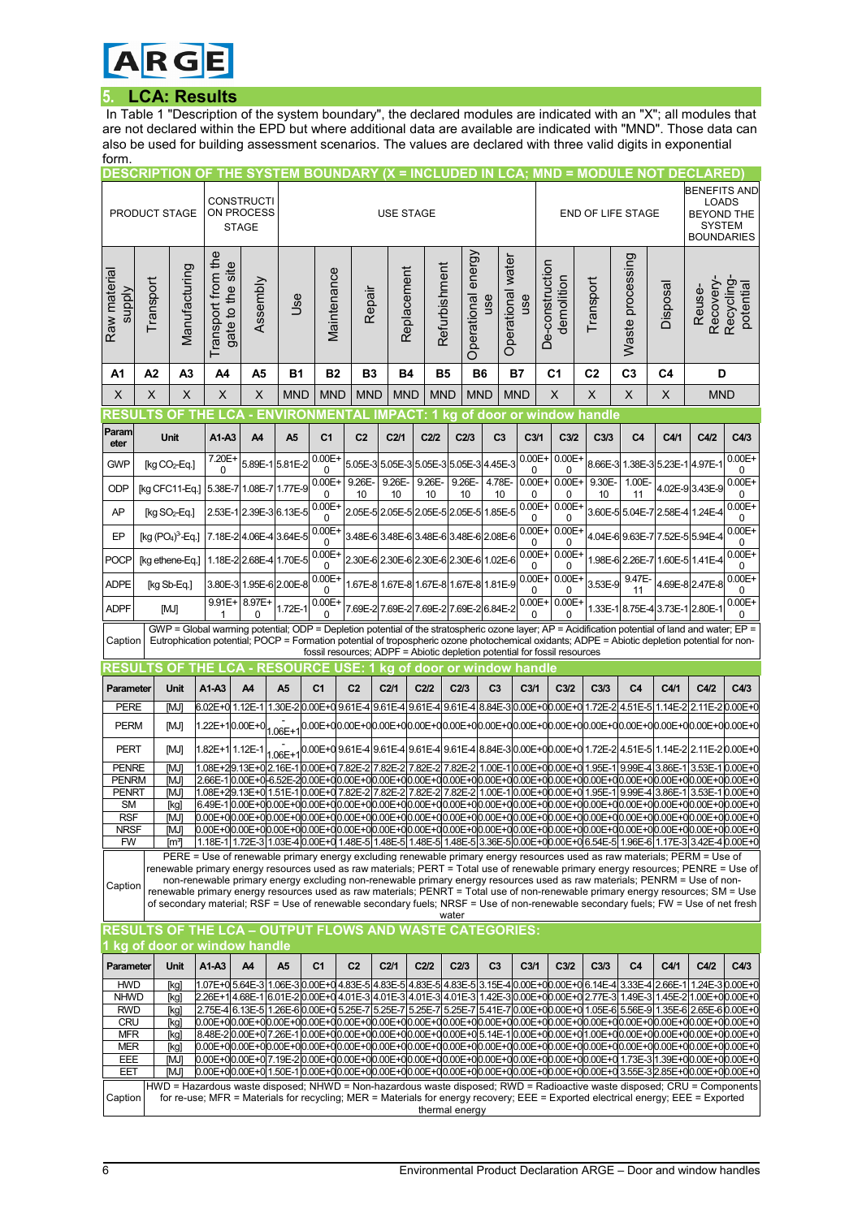# 5. LCA: Results

In Table 1 "Description of the system boundary", the declared modules are indicated with an "X"; all modules that are not declared within the EPD but where additional data are available are indicated with "MND". Those data can also be used for building assessment scenarios. The values are declared with three valid digits in exponential form.

**DESCRIPTION OF THE SYSTEM BOUNDARY (X = INCLUDED IN LCA; MND = MODULE NOT DECLARED)**

| PRODUCT STAGE | | | CONSTRUCTION PROCESS STAGE | | USE STAGE | | | | | | | END OF LIFE STAGE | | | | BENEFITS AND LOADS BEYOND THE SYSTEM BOUNDARIES |
|---|---|---|---|---|---|---|---|---|---|---|---|---|---|---|---|---|
| Raw material supply | Transport | Manufacturing | Transport from the gate to the site | Assembly | Use | Maintenance | Repair | Replacement | Refurbishment | Operational energy use | Operational water use | De-construction demolition | Transport | Waste processing | Disposal | Reuse-Recovery-Recycling-potential |
| A1 | A2 | A3 | A4 | A5 | B1 | B2 | B3 | B4 | B5 | B6 | B7 | C1 | C2 | C3 | C4 | D |
| X | X | X | X | X | MND | MND | MND | MND | MND | MND | MND | X | X | X | X | MND |

**RESULTS OF THE LCA - ENVIRONMENTAL IMPACT: 1 kg of door or window handle**

| Parameter | Unit | A1-A3 | A4 | A5 | C1 | C2 | C2/1 | C2/2 | C2/3 | C3 | C3/1 | C3/2 | C3/3 | C4 | C4/1 | C4/2 | C4/3 |
|---|---|---|---|---|---|---|---|---|---|---|---|---|---|---|---|---|---|
| GWP | [kg $CO_2$-Eq.] | 7.20E+0 | 5.89E-1 | 5.81E-2 | 0.00E+0 | 5.05E-3 | 5.05E-3 | 5.05E-3 | 5.05E-3 | 4.45E-3 | 0.00E+0 | 0.00E+0 | 8.66E-3 | 1.38E-3 | 5.23E-1 | 4.97E-1 | 0.00E+0 |
| ODP | [kg CFC11-Eq.] | 5.38E-7 | 1.08E-7 | 1.77E-9 | 0.00E+0 | 9.26E-10 | 9.26E-10 | 9.26E-10 | 9.26E-10 | 4.78E-10 | 0.00E+0 | 0.00E+0 | 9.30E-10 | 1.00E-11 | 4.02E-9 | 3.43E-9 | 0.00E+0 |
| AP | [kg $SO_2$-Eq.] | 2.53E-1 | 2.39E-3 | 6.13E-5 | 0.00E+0 | 2.05E-5 | 2.05E-5 | 2.05E-5 | 2.05E-5 | 1.85E-5 | 0.00E+0 | 0.00E+0 | 3.60E-5 | 5.04E-7 | 2.58E-4 | 1.24E-4 | 0.00E+0 |
| EP | [kg $(PO_4)^3$-Eq.] | 7.18E-2 | 4.06E-4 | 3.64E-5 | 0.00E+0 | 3.48E-6 | 3.48E-6 | 3.48E-6 | 3.48E-6 | 2.08E-6 | 0.00E+0 | 0.00E+0 | 4.04E-6 | 9.63E-7 | 7.52E-5 | 5.94E-4 | 0.00E+0 |
| POCP | [kg ethene-Eq.] | 1.18E-2 | 2.68E-4 | 1.70E-5 | 0.00E+0 | 2.30E-6 | 2.30E-6 | 2.30E-6 | 2.30E-6 | 1.02E-6 | 0.00E+0 | 0.00E+0 | 1.98E-6 | 2.26E-7 | 1.60E-5 | 1.41E-4 | 0.00E+0 |
| ADPE | [kg Sb-Eq.] | 3.80E-3 | 1.95E-6 | 2.00E-8 | 0.00E+0 | 1.67E-8 | 1.67E-8 | 1.67E-8 | 1.67E-8 | 1.81E-9 | 0.00E+0 | 0.00E+0 | 3.53E-9 | 9.47E-11 | 4.69E-8 | 2.47E-8 | 0.00E+0 |
| ADPF | [MJ] | 9.91E+1 | 8.97E+0 | 1.72E-1 | 0.00E+0 | 7.69E-2 | 7.69E-2 | 7.69E-2 | 7.69E-2 | 6.84E-2 | 0.00E+0 | 0.00E+0 | 1.33E-1 | 8.75E-4 | 3.73E-1 | 2.80E-1 | 0.00E+0 |

Caption: GWP = Global warming potential; ODP = Depletion potential of the stratospheric ozone layer; AP = Acidification potential of land and water; EP = Eutrophication potential; POCP = Formation potential of tropospheric ozone photochemical oxidants; ADPE = Abiotic depletion potential for non-fossil resources; ADPF = Abiotic depletion potential for fossil resources

**RESULTS OF THE LCA - RESOURCE USE: 1 kg of door or window handle**

| Parameter | Unit | A1-A3 | A4 | A5 | C1 | C2 | C2/1 | C2/2 | C2/3 | C3 | C3/1 | C3/2 | C3/3 | C4 | C4/1 | C4/2 | C4/3 |
|---|---|---|---|---|---|---|---|---|---|---|---|---|---|---|---|---|---|
| PERE | [MJ] | 6.02E+0 | 1.12E-1 | 1.30E-2 | 0.00E+0 | 9.61E-4 | 9.61E-4 | 9.61E-4 | 9.61E-4 | 8.84E-3 | 0.00E+0 | 0.00E+0 | 1.72E-2 | 4.51E-5 | 1.14E-2 | 2.11E-2 | 0.00E+0 |
| PERM | [MJ] | 1.22E+1 | 0.00E+0 | -1.06E+1 | 0.00E+0 | 0.00E+0 | 0.00E+0 | 0.00E+0 | 0.00E+0 | 0.00E+0 | 0.00E+0 | 0.00E+0 | 0.00E+0 | 0.00E+0 | 0.00E+0 | 0.00E+0 | 0.00E+0 |
| PERT | [MJ] | 1.82E+1 | 1.12E-1 | -1.06E+1 | 0.00E+0 | 9.61E-4 | 9.61E-4 | 9.61E-4 | 9.61E-4 | 8.84E-3 | 0.00E+0 | 0.00E+0 | 1.72E-2 | 4.51E-5 | 1.14E-2 | 2.11E-2 | 0.00E+0 |
| PENRE | [MJ] | 1.08E+2 | 9.13E+0 | 2.16E-1 | 0.00E+0 | 7.82E-2 | 7.82E-2 | 7.82E-2 | 7.82E-2 | 1.00E-1 | 0.00E+0 | 0.00E+0 | 1.95E-1 | 9.99E-4 | 3.86E-1 | 3.53E-1 | 0.00E+0 |
| PENRM | [MJ] | 2.66E-1 | 0.00E+0 | -6.52E-2 | 0.00E+0 | 0.00E+0 | 0.00E+0 | 0.00E+0 | 0.00E+0 | 0.00E+0 | 0.00E+0 | 0.00E+0 | 0.00E+0 | 0.00E+0 | 0.00E+0 | 0.00E+0 | 0.00E+0 |
| PENRT | [MJ] | 1.08E+2 | 9.13E+0 | 1.51E-1 | 0.00E+0 | 7.82E-2 | 7.82E-2 | 7.82E-2 | 7.82E-2 | 1.00E-1 | 0.00E+0 | 0.00E+0 | 1.95E-1 | 9.99E-4 | 3.86E-1 | 3.53E-1 | 0.00E+0 |
| SM | [kg] | 6.49E-1 | 0.00E+0 | 0.00E+0 | 0.00E+0 | 0.00E+0 | 0.00E+0 | 0.00E+0 | 0.00E+0 | 0.00E+0 | 0.00E+0 | 0.00E+0 | 0.00E+0 | 0.00E+0 | 0.00E+0 | 0.00E+0 | 0.00E+0 |
| RSF | [MJ] | 0.00E+0 | 0.00E+0 | 0.00E+0 | 0.00E+0 | 0.00E+0 | 0.00E+0 | 0.00E+0 | 0.00E+0 | 0.00E+0 | 0.00E+0 | 0.00E+0 | 0.00E+0 | 0.00E+0 | 0.00E+0 | 0.00E+0 | 0.00E+0 |
| NRSF | [MJ] | 0.00E+0 | 0.00E+0 | 0.00E+0 | 0.00E+0 | 0.00E+0 | 0.00E+0 | 0.00E+0 | 0.00E+0 | 0.00E+0 | 0.00E+0 | 0.00E+0 | 0.00E+0 | 0.00E+0 | 0.00E+0 | 0.00E+0 | 0.00E+0 |
| FW | [m³] | 1.18E-1 | 1.72E-3 | 1.03E-4 | 0.00E+0 | 1.48E-5 | 1.48E-5 | 1.48E-5 | 1.48E-5 | 3.36E-5 | 0.00E+0 | 0.00E+0 | 6.54E-5 | 1.96E-6 | 1.17E-3 | 3.42E-4 | 0.00E+0 |

Caption: PERE = Use of renewable primary energy excluding renewable primary energy resources used as raw materials; PERM = Use of renewable primary energy resources used as raw materials; PERT = Total use of renewable primary energy resources; PENRE = Use of non-renewable primary energy excluding non-renewable primary energy resources used as raw materials; PENRM = Use of non-renewable primary energy resources used as raw materials; PENRT = Total use of non-renewable primary energy resources; SM = Use of secondary material; RSF = Use of renewable secondary fuels; NRSF = Use of non-renewable secondary fuels; FW = Use of net fresh water

**RESULTS OF THE LCA – OUTPUT FLOWS AND WASTE CATEGORIES: 1 kg of door or window handle**

| Parameter | Unit | A1-A3 | A4 | A5 | C1 | C2 | C2/1 | C2/2 | C2/3 | C3 | C3/1 | C3/2 | C3/3 | C4 | C4/1 | C4/2 | C4/3 |
|---|---|---|---|---|---|---|---|---|---|---|---|---|---|---|---|---|---|
| HWD | [kg] | 1.07E+0 | 5.64E-3 | 1.06E-3 | 0.00E+0 | 4.83E-5 | 4.83E-5 | 4.83E-5 | 4.83E-5 | 3.15E-4 | 0.00E+0 | 0.00E+0 | 6.14E-4 | 3.33E-4 | 2.66E-1 | 1.24E-3 | 0.00E+0 |
| NHWD | [kg] | 2.26E+1 | 4.68E-1 | 6.01E-2 | 0.00E+0 | 4.01E-3 | 4.01E-3 | 4.01E-3 | 4.01E-3 | 1.42E-3 | 0.00E+0 | 0.00E+0 | 2.77E-3 | 1.49E-3 | 1.45E-2 | 1.00E+0 | 0.00E+0 |
| RWD | [kg] | 2.75E-4 | 6.13E-5 | 1.26E-6 | 0.00E+0 | 5.25E-7 | 5.25E-7 | 5.25E-7 | 5.25E-7 | 5.41E-7 | 0.00E+0 | 0.00E+0 | 1.05E-6 | 5.56E-9 | 1.35E-6 | 2.65E-6 | 0.00E+0 |
| CRU | [kg] | 0.00E+0 | 0.00E+0 | 0.00E+0 | 0.00E+0 | 0.00E+0 | 0.00E+0 | 0.00E+0 | 0.00E+0 | 0.00E+0 | 0.00E+0 | 0.00E+0 | 0.00E+0 | 0.00E+0 | 0.00E+0 | 0.00E+0 | 0.00E+0 |
| MFR | [kg] | 8.48E-2 | 0.00E+0 | 7.26E-1 | 0.00E+0 | 0.00E+0 | 0.00E+0 | 0.00E+0 | 0.00E+0 | 5.14E-1 | 0.00E+0 | 0.00E+0 | 1.00E+0 | 0.00E+0 | 0.00E+0 | 0.00E+0 | 0.00E+0 |
| MER | [kg] | 0.00E+0 | 0.00E+0 | 0.00E+0 | 0.00E+0 | 0.00E+0 | 0.00E+0 | 0.00E+0 | 0.00E+0 | 0.00E+0 | 0.00E+0 | 0.00E+0 | 0.00E+0 | 0.00E+0 | 0.00E+0 | 0.00E+0 | 0.00E+0 |
| EEE | [MJ] | 0.00E+0 | 0.00E+0 | 7.19E-2 | 0.00E+0 | 0.00E+0 | 0.00E+0 | 0.00E+0 | 0.00E+0 | 0.00E+0 | 0.00E+0 | 0.00E+0 | 0.00E+0 | 1.73E-3 | 1.39E+0 | 0.00E+0 | 0.00E+0 |
| EET | [MJ] | 0.00E+0 | 0.00E+0 | 1.50E-1 | 0.00E+0 | 0.00E+0 | 0.00E+0 | 0.00E+0 | 0.00E+0 | 0.00E+0 | 0.00E+0 | 0.00E+0 | 0.00E+0 | 3.55E-3 | 2.85E+0 | 0.00E+0 | 0.00E+0 |

Caption: HWD = Hazardous waste disposed; NHWD = Non-hazardous waste disposed; RWD = Radioactive waste disposed; CRU = Components for re-use; MFR = Materials for recycling; MER = Materials for energy recovery; EEE = Exported electrical energy; EEE = Exported thermal energy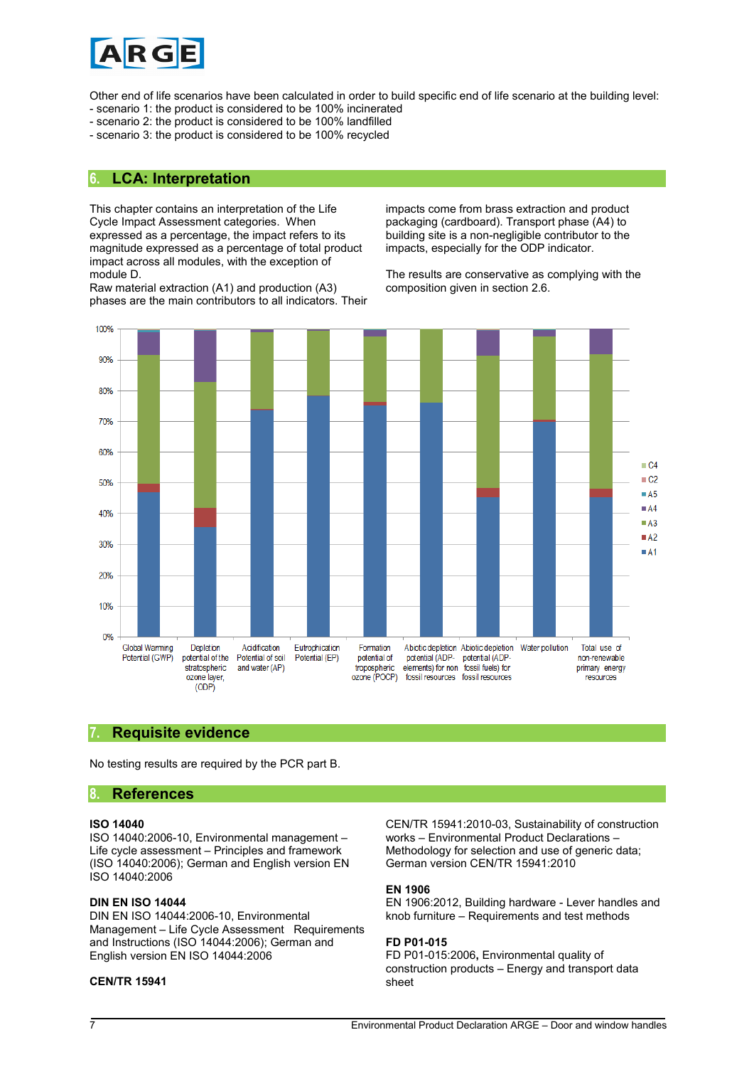Other end of life scenarios have been calculated in order to build specific end of life scenario at the building level:
- scenario 1: the product is considered to be 100% incinerated
- scenario 2: the product is considered to be 100% landfilled
- scenario 3: the product is considered to be 100% recycled

## 6. LCA: Interpretation

This chapter contains an interpretation of the Life Cycle Impact Assessment categories. When expressed as a percentage, the impact refers to its magnitude expressed as a percentage of total product impact across all modules, with the exception of module D.
Raw material extraction (A1) and production (A3) phases are the main contributors to all indicators. Their impacts come from brass extraction and product packaging (cardboard). Transport phase (A4) to building site is a non-negligible contributor to the impacts, especially for the ODP indicator.

The results are conservative as complying with the composition given in section 2.6.

## 7. Requisite evidence

No testing results are required by the PCR part B.

## 8. References

**ISO 14040**
ISO 14040:2006-10, Environmental management – Life cycle assessment – Principles and framework (ISO 14040:2006); German and English version EN ISO 14040:2006

**DIN EN ISO 14044**
DIN EN ISO 14044:2006-10, Environmental Management – Life Cycle Assessment Requirements and Instructions (ISO 14044:2006); German and English version EN ISO 14044:2006

**CEN/TR 15941**
CEN/TR 15941:2010-03, Sustainability of construction works – Environmental Product Declarations – Methodology for selection and use of generic data; German version CEN/TR 15941:2010

**EN 1906**
EN 1906:2012, Building hardware - Lever handles and knob furniture – Requirements and test methods

**FD P01-015**
FD P01-015:2006, Environmental quality of construction products – Energy and transport data sheet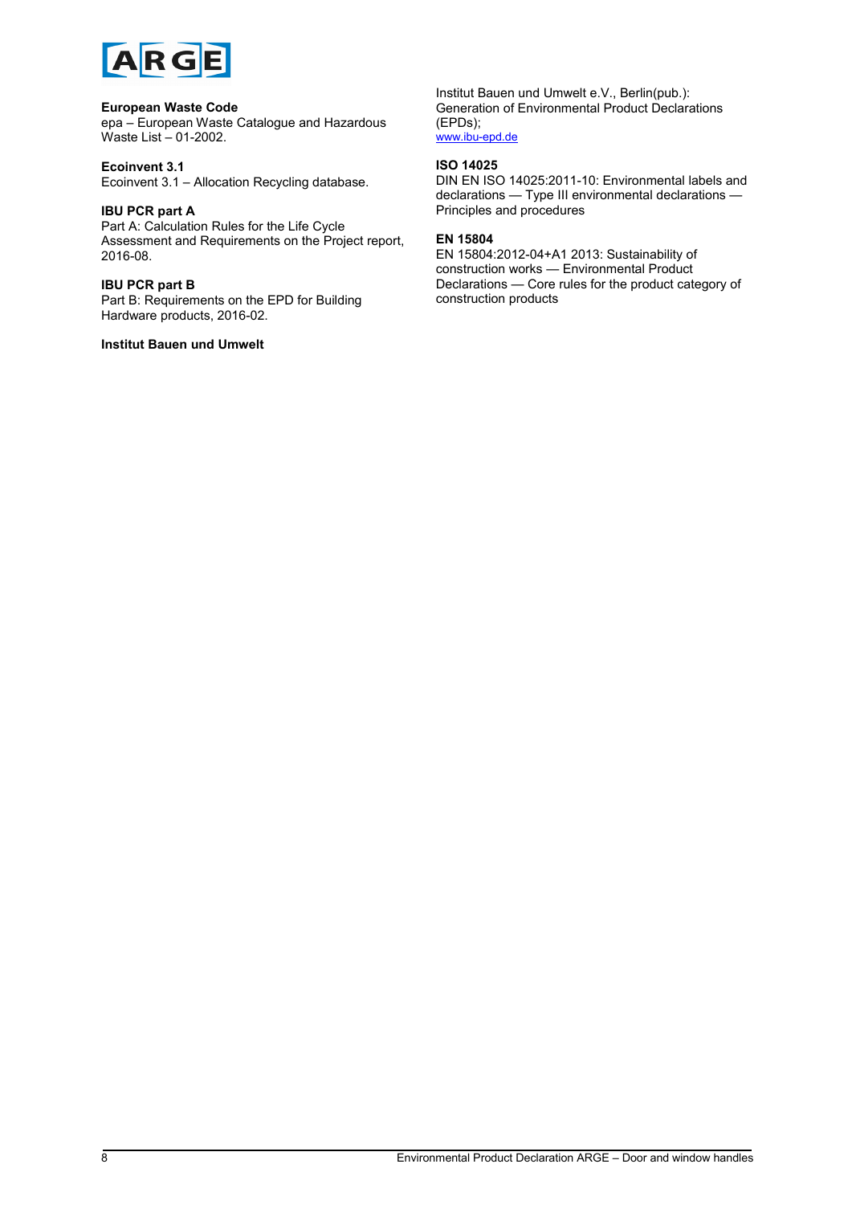**European Waste Code**
epa – European Waste Catalogue and Hazardous Waste List – 01-2002.

**Ecoinvent 3.1**
Ecoinvent 3.1 – Allocation Recycling database.

**IBU PCR part A**
Part A: Calculation Rules for the Life Cycle Assessment and Requirements on the Project report, 2016-08.

**IBU PCR part B**
Part B: Requirements on the EPD for Building Hardware products, 2016-02.

**Institut Bauen und Umwelt**
Institut Bauen und Umwelt e.V., Berlin(pub.): Generation of Environmental Product Declarations (EPDs);
www.ibu-epd.de

**ISO 14025**
DIN EN ISO 14025:2011-10: Environmental labels and declarations — Type III environmental declarations — Principles and procedures

**EN 15804**
EN 15804:2012-04+A1 2013: Sustainability of construction works — Environmental Product Declarations — Core rules for the product category of construction products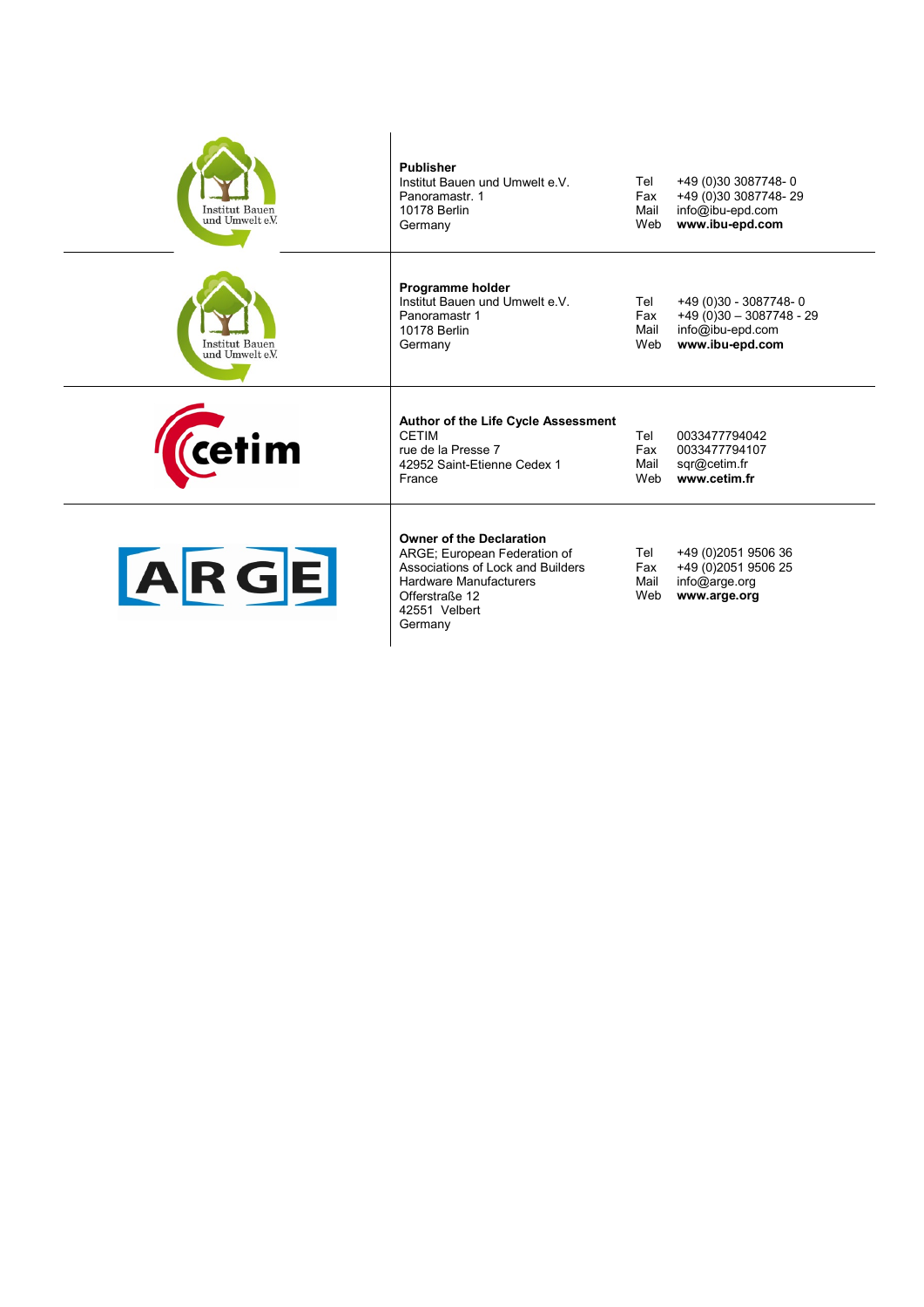**Publisher**
Institut Bauen und Umwelt e.V.
Panoramastr. 1
10178 Berlin
Germany

Tel +49 (0)30 3087748- 0
Fax +49 (0)30 3087748- 29
Mail info@ibu-epd.com
Web **www.ibu-epd.com**

**Programme holder**
Institut Bauen und Umwelt e.V.
Panoramastr 1
10178 Berlin
Germany

Tel +49 (0)30 - 3087748- 0
Fax +49 (0)30 – 3087748 - 29
Mail info@ibu-epd.com
Web **www.ibu-epd.com**

**Author of the Life Cycle Assessment**
CETIM
rue de la Presse 7
42952 Saint-Etienne Cedex 1
France

Tel 0033477794042
Fax 0033477794107
Mail sqr@cetim.fr
Web **www.cetim.fr**

**Owner of the Declaration**
ARGE; European Federation of Associations of Lock and Builders Hardware Manufacturers
Offerstraße 12
42551 Velbert
Germany

Tel +49 (0)2051 9506 36
Fax +49 (0)2051 9506 25
Mail info@arge.org
Web **www.arge.org**